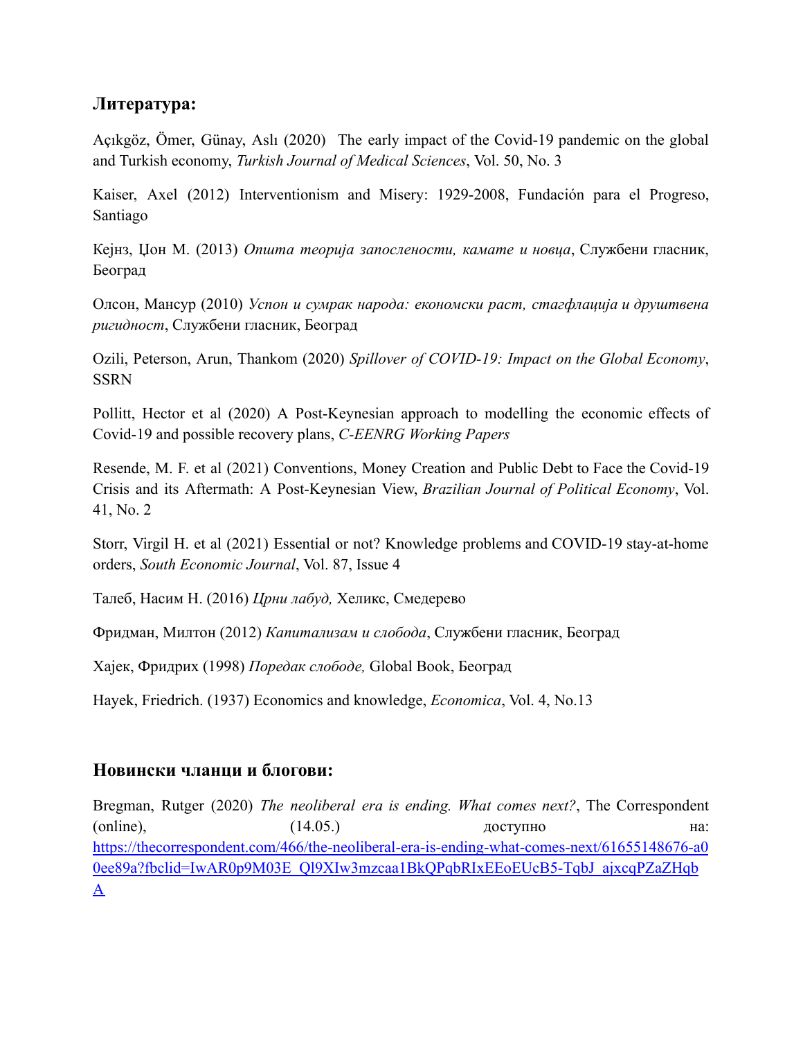## Литература:

Açıkgöz, Ömer, Günay, Aslı (2020) The early impact of the Covid-19 pandemic on the global and Turkish economy, *Turkish Journal of Medical Sciences*, Vol. 50, No. 3

Kaiser, Axel (2012) Interventionism and Misery: 1929-2008, Fundación para el Progreso, Santiago

Кејнз, Џон М. (2013) *Општа теорија запослености, камате и новца*, Службени гласник, Београд

Олсон, Мансур (2010) *Успон и сумрак народа: економски раст, стагфлација и друштвена ригидност*, Службени гласник, Београд

Ozili, Peterson, Arun, Thankom (2020) *Spillover of COVID-19: Impact on the Global Economy*, SSRN

Pollitt, Hector et al (2020) A Post-Keynesian approach to modelling the economic effects of Covid-19 and possible recovery plans, *C-EENRG Working Papers*

Resende, M. F. et al (2021) Conventions, Money Creation and Public Debt to Face the Covid-19 Crisis and its Aftermath: A Post-Keynesian View, *Brazilian Journal of Political Economy*, Vol. 41, No. 2

Storr, Virgil H. et al (2021) Essential or not? Knowledge problems and COVID-19 stay-at-home orders, *South Economic Journal*, Vol. 87, Issue 4

Талеб, Насим Н. (2016) *Црни лабуд,* Хеликс, Смедерево

Фридман, Милтон (2012) *Капитализам и слобода*, Службени гласник, Београд

Хајек, Фридрих (1998) *Поредак слободе,* Global Book, Београд

Hayek, Friedrich. (1937) Economics and knowledge, *Economica*, Vol. 4, No.13

## Новински чланци и блогови:

Bregman, Rutger (2020) *The neoliberal era is ending. What comes next?*, The Correspondent (online), (14.05.) доступно на: https://thecorrespondent.com/466/the-neoliberal-era-is-ending-what-comes-next/61655148676-a00ee89a?fbclid=IwAR0p9M03E_Ql9XIw3mzcaa1BkQPqbRIxEEoEUcB5-TqbJ_ajxcqPZaZHqbA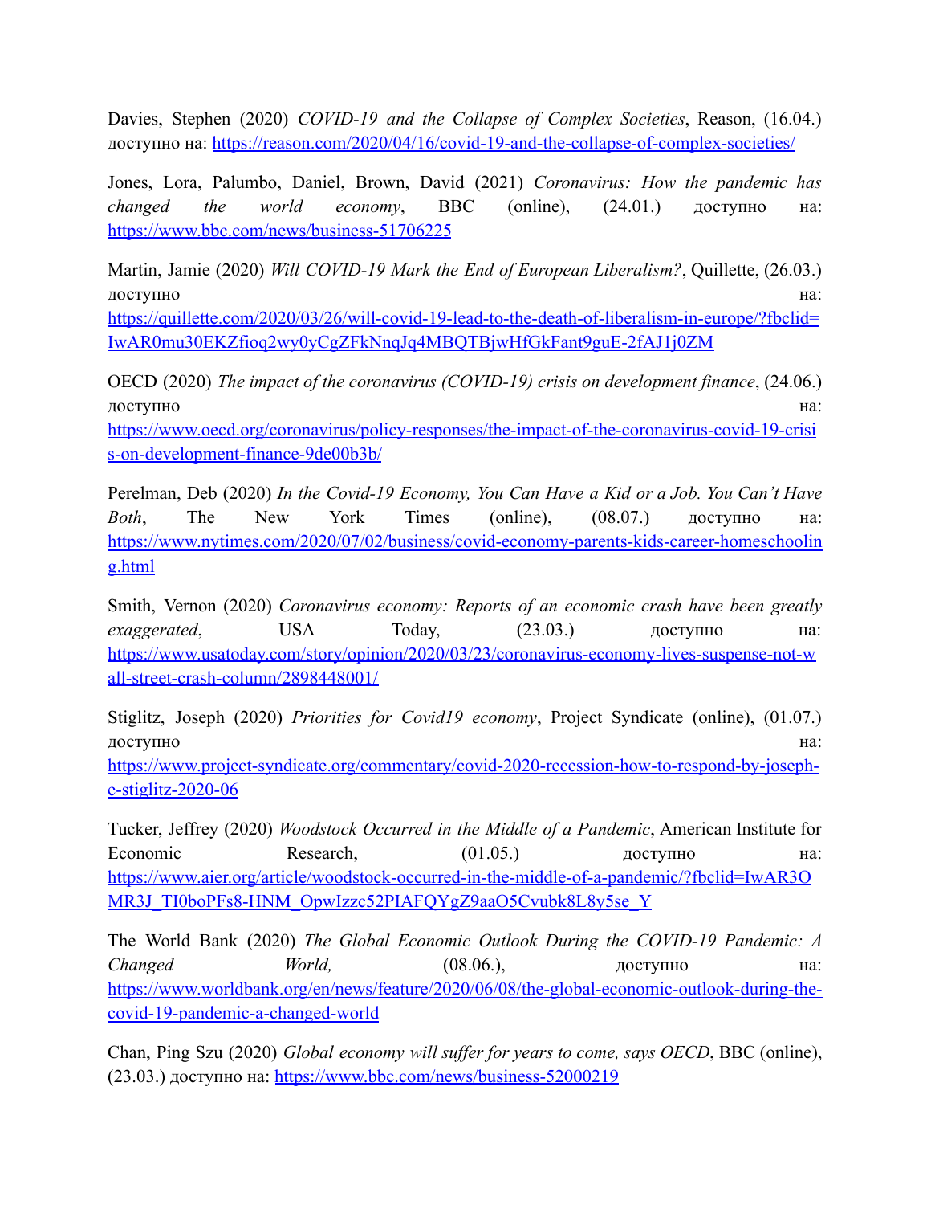Davies, Stephen (2020) *COVID-19 and the Collapse of Complex Societies*, Reason, (16.04.) доступно на: https://reason.com/2020/04/16/covid-19-and-the-collapse-of-complex-societies/

Jones, Lora, Palumbo, Daniel, Brown, David (2021) *Coronavirus: How the pandemic has changed the world economy*, BBC (online), (24.01.) доступно на: https://www.bbc.com/news/business-51706225

Martin, Jamie (2020) *Will COVID-19 Mark the End of European Liberalism?*, Quillette, (26.03.) доступно на: https://quillette.com/2020/03/26/will-covid-19-lead-to-the-death-of-liberalism-in-europe/?fbclid=IwAR0mu30EKZfioq2wy0yCgZFkNnqJq4MBQTBjwHfGkFant9guE-2fAJ1j0ZM

OECD (2020) *The impact of the coronavirus (COVID-19) crisis on development finance*, (24.06.) доступно на: https://www.oecd.org/coronavirus/policy-responses/the-impact-of-the-coronavirus-covid-19-crisis-on-development-finance-9de00b3b/

Perelman, Deb (2020) *In the Covid-19 Economy, You Can Have a Kid or a Job. You Can't Have Both*, The New York Times (online), (08.07.) доступно на: https://www.nytimes.com/2020/07/02/business/covid-economy-parents-kids-career-homeschooling.html

Smith, Vernon (2020) *Coronavirus economy: Reports of an economic crash have been greatly exaggerated*, USA Today, (23.03.) доступно на: https://www.usatoday.com/story/opinion/2020/03/23/coronavirus-economy-lives-suspense-not-wall-street-crash-column/2898448001/

Stiglitz, Joseph (2020) *Priorities for Covid19 economy*, Project Syndicate (online), (01.07.) доступно на: https://www.project-syndicate.org/commentary/covid-2020-recession-how-to-respond-by-joseph-e-stiglitz-2020-06

Tucker, Jeffrey (2020) *Woodstock Occurred in the Middle of a Pandemic*, American Institute for Economic Research, (01.05.) доступно на: https://www.aier.org/article/woodstock-occurred-in-the-middle-of-a-pandemic/?fbclid=IwAR3OMR3J_TI0boPFs8-HNM_OpwIzzc52PIAFQYgZ9aaO5Cvubk8L8y5se_Y

The World Bank (2020) *The Global Economic Outlook During the COVID-19 Pandemic: A Changed World,* (08.06.), доступно на: https://www.worldbank.org/en/news/feature/2020/06/08/the-global-economic-outlook-during-the-covid-19-pandemic-a-changed-world

Chan, Ping Szu (2020) *Global economy will suffer for years to come, says OECD*, BBC (online), (23.03.) доступно на: https://www.bbc.com/news/business-52000219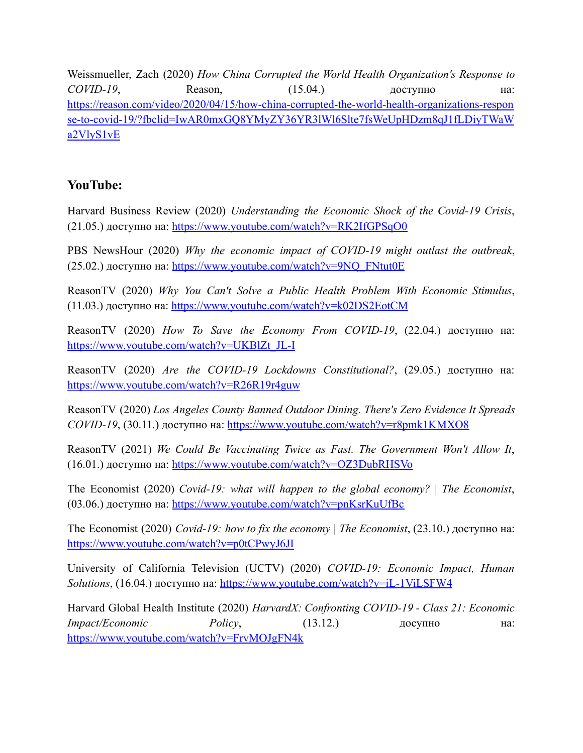Weissmueller, Zach (2020) *How China Corrupted the World Health Organization's Response to COVID-19*, Reason, (15.04.) доступно на: https://reason.com/video/2020/04/15/how-china-corrupted-the-world-health-organizations-response-to-covid-19/?fbclid=IwAR0mxGQ8YMyZY36YR3lWl6Slte7fsWeUpHDzm8qJ1fLDiyTWaWa2VlyS1vE

## YouTube:

Harvard Business Review (2020) *Understanding the Economic Shock of the Covid-19 Crisis*, (21.05.) доступно на: https://www.youtube.com/watch?v=RK2IfGPSqO0

PBS NewsHour (2020) *Why the economic impact of COVID-19 might outlast the outbreak*, (25.02.) доступно на: https://www.youtube.com/watch?v=9NQ_FNtut0E

ReasonTV (2020) *Why You Can't Solve a Public Health Problem With Economic Stimulus*, (11.03.) доступно на: https://www.youtube.com/watch?v=k02DS2EotCM

ReasonTV (2020) *How To Save the Economy From COVID-19*, (22.04.) доступно на: https://www.youtube.com/watch?v=UKBlZt_JL-I

ReasonTV (2020) *Are the COVID-19 Lockdowns Constitutional?*, (29.05.) доступно на: https://www.youtube.com/watch?v=R26R19r4guw

ReasonTV (2020) *Los Angeles County Banned Outdoor Dining. There's Zero Evidence It Spreads COVID-19*, (30.11.) доступно на: https://www.youtube.com/watch?v=r8pmk1KMXO8

ReasonTV (2021) *We Could Be Vaccinating Twice as Fast. The Government Won't Allow It*, (16.01.) доступно на: https://www.youtube.com/watch?v=OZ3DubRHSVo

The Economist (2020) *Covid-19: what will happen to the global economy? | The Economist*, (03.06.) доступно на: https://www.youtube.com/watch?v=pnKsrKuUfBc

The Economist (2020) *Covid-19: how to fix the economy | The Economist*, (23.10.) доступно на: https://www.youtube.com/watch?v=p0tCPwyJ6JI

University of California Television (UCTV) (2020) *COVID-19: Economic Impact, Human Solutions*, (16.04.) доступно на: https://www.youtube.com/watch?v=iL-1ViLSFW4

Harvard Global Health Institute (2020) *HarvardX: Confronting COVID-19 - Class 21: Economic Impact/Economic Policy*, (13.12.) досупно на: https://www.youtube.com/watch?v=FrvMOJgFN4k